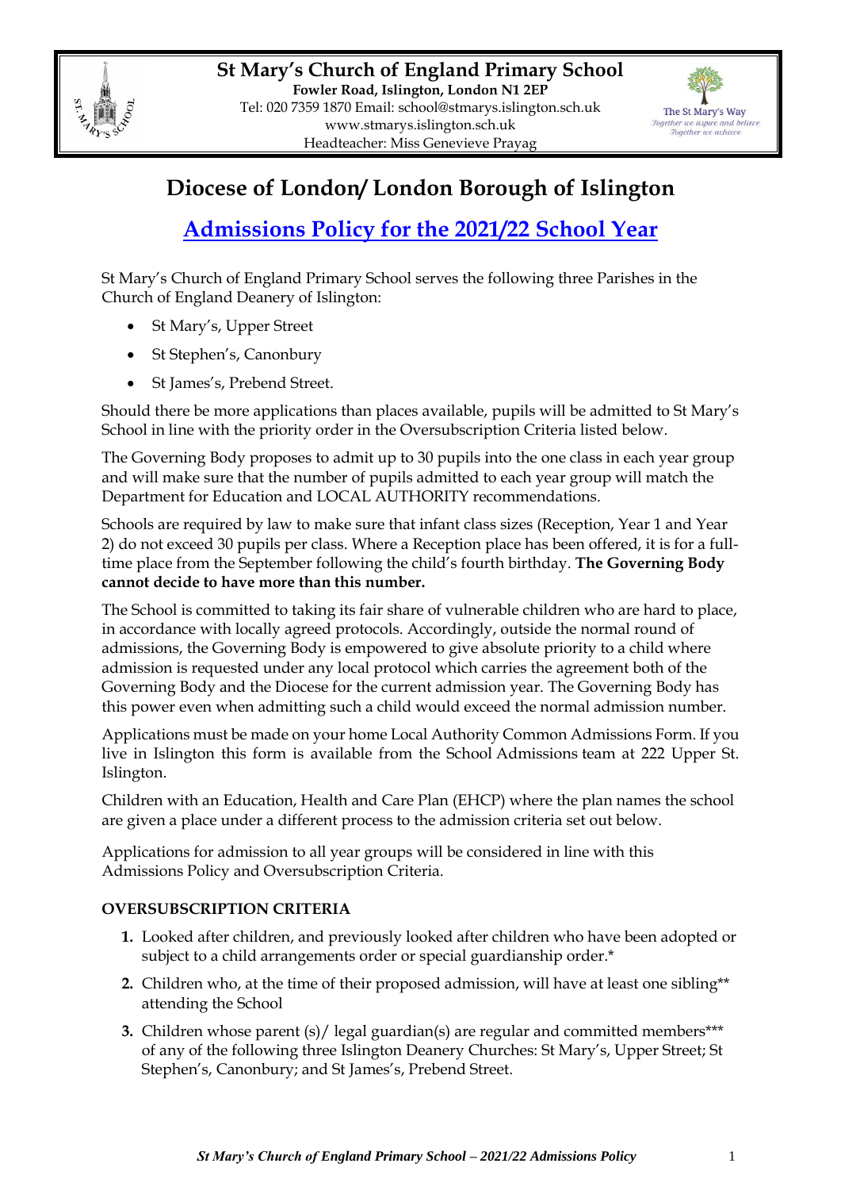**St Mary's Church of England Primary School**
**Fowler Road, Islington, London N1 2EP**
Tel: 020 7359 1870 Email: school@stmarys.islington.sch.uk
www.stmarys.islington.sch.uk
Headteacher: Miss Genevieve Prayag

The St Mary's Way
*Together we aspire and believe*
*Together we achieve*

# Diocese of London/ London Borough of Islington

## Admissions Policy for the 2021/22 School Year

St Mary's Church of England Primary School serves the following three Parishes in the Church of England Deanery of Islington:

- St Mary's, Upper Street
- St Stephen's, Canonbury
- St James's, Prebend Street.

Should there be more applications than places available, pupils will be admitted to St Mary's School in line with the priority order in the Oversubscription Criteria listed below.

The Governing Body proposes to admit up to 30 pupils into the one class in each year group and will make sure that the number of pupils admitted to each year group will match the Department for Education and LOCAL AUTHORITY recommendations.

Schools are required by law to make sure that infant class sizes (Reception, Year 1 and Year 2) do not exceed 30 pupils per class. Where a Reception place has been offered, it is for a full-time place from the September following the child's fourth birthday. **The Governing Body cannot decide to have more than this number.**

The School is committed to taking its fair share of vulnerable children who are hard to place, in accordance with locally agreed protocols. Accordingly, outside the normal round of admissions, the Governing Body is empowered to give absolute priority to a child where admission is requested under any local protocol which carries the agreement both of the Governing Body and the Diocese for the current admission year. The Governing Body has this power even when admitting such a child would exceed the normal admission number.

Applications must be made on your home Local Authority Common Admissions Form. If you live in Islington this form is available from the School Admissions team at 222 Upper St. Islington.

Children with an Education, Health and Care Plan (EHCP) where the plan names the school are given a place under a different process to the admission criteria set out below.

Applications for admission to all year groups will be considered in line with this Admissions Policy and Oversubscription Criteria.

**OVERSUBSCRIPTION CRITERIA**

1. Looked after children, and previously looked after children who have been adopted or subject to a child arrangements order or special guardianship order.*
2. Children who, at the time of their proposed admission, will have at least one sibling** attending the School
3. Children whose parent (s)/ legal guardian(s) are regular and committed members*** of any of the following three Islington Deanery Churches: St Mary's, Upper Street; St Stephen's, Canonbury; and St James's, Prebend Street.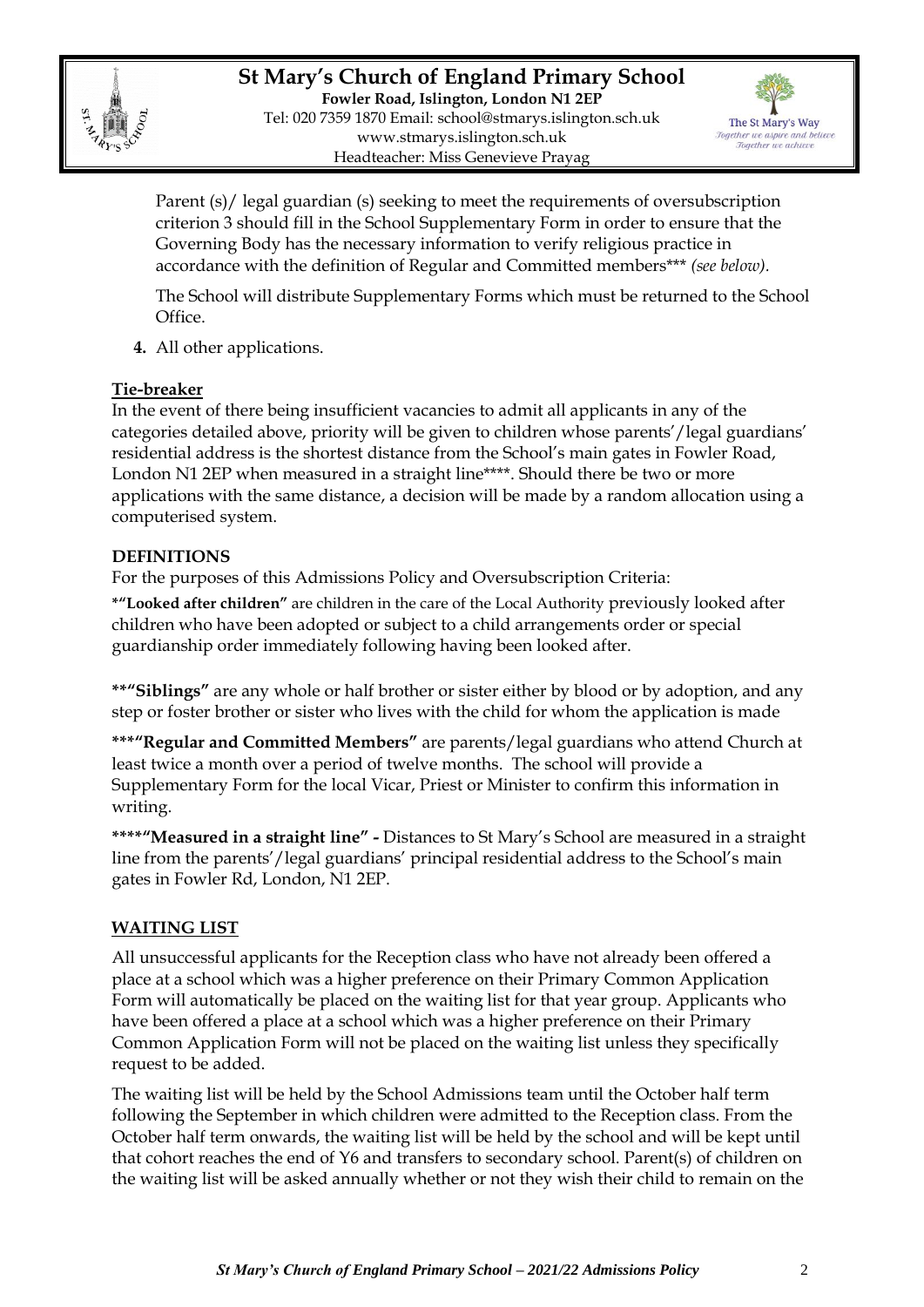Parent (s)/ legal guardian (s) seeking to meet the requirements of oversubscription criterion 3 should fill in the School Supplementary Form in order to ensure that the Governing Body has the necessary information to verify religious practice in accordance with the definition of Regular and Committed members*** *(see below).*

The School will distribute Supplementary Forms which must be returned to the School Office.

**4.** All other applications.

## Tie-breaker

In the event of there being insufficient vacancies to admit all applicants in any of the categories detailed above, priority will be given to children whose parents'/legal guardians' residential address is the shortest distance from the School's main gates in Fowler Road, London N1 2EP when measured in a straight line****. Should there be two or more applications with the same distance, a decision will be made by a random allocation using a computerised system.

## DEFINITIONS

For the purposes of this Admissions Policy and Oversubscription Criteria:

***"Looked after children"** are children in the care of the Local Authority previously looked after children who have been adopted or subject to a child arrangements order or special guardianship order immediately following having been looked after.

****"Siblings"** are any whole or half brother or sister either by blood or by adoption, and any step or foster brother or sister who lives with the child for whom the application is made

*****"Regular and Committed Members"** are parents/legal guardians who attend Church at least twice a month over a period of twelve months. The school will provide a Supplementary Form for the local Vicar, Priest or Minister to confirm this information in writing.

******"Measured in a straight line" -** Distances to St Mary's School are measured in a straight line from the parents'/legal guardians' principal residential address to the School's main gates in Fowler Rd, London, N1 2EP.

## WAITING LIST

All unsuccessful applicants for the Reception class who have not already been offered a place at a school which was a higher preference on their Primary Common Application Form will automatically be placed on the waiting list for that year group. Applicants who have been offered a place at a school which was a higher preference on their Primary Common Application Form will not be placed on the waiting list unless they specifically request to be added.

The waiting list will be held by the School Admissions team until the October half term following the September in which children were admitted to the Reception class. From the October half term onwards, the waiting list will be held by the school and will be kept until that cohort reaches the end of Y6 and transfers to secondary school. Parent(s) of children on the waiting list will be asked annually whether or not they wish their child to remain on the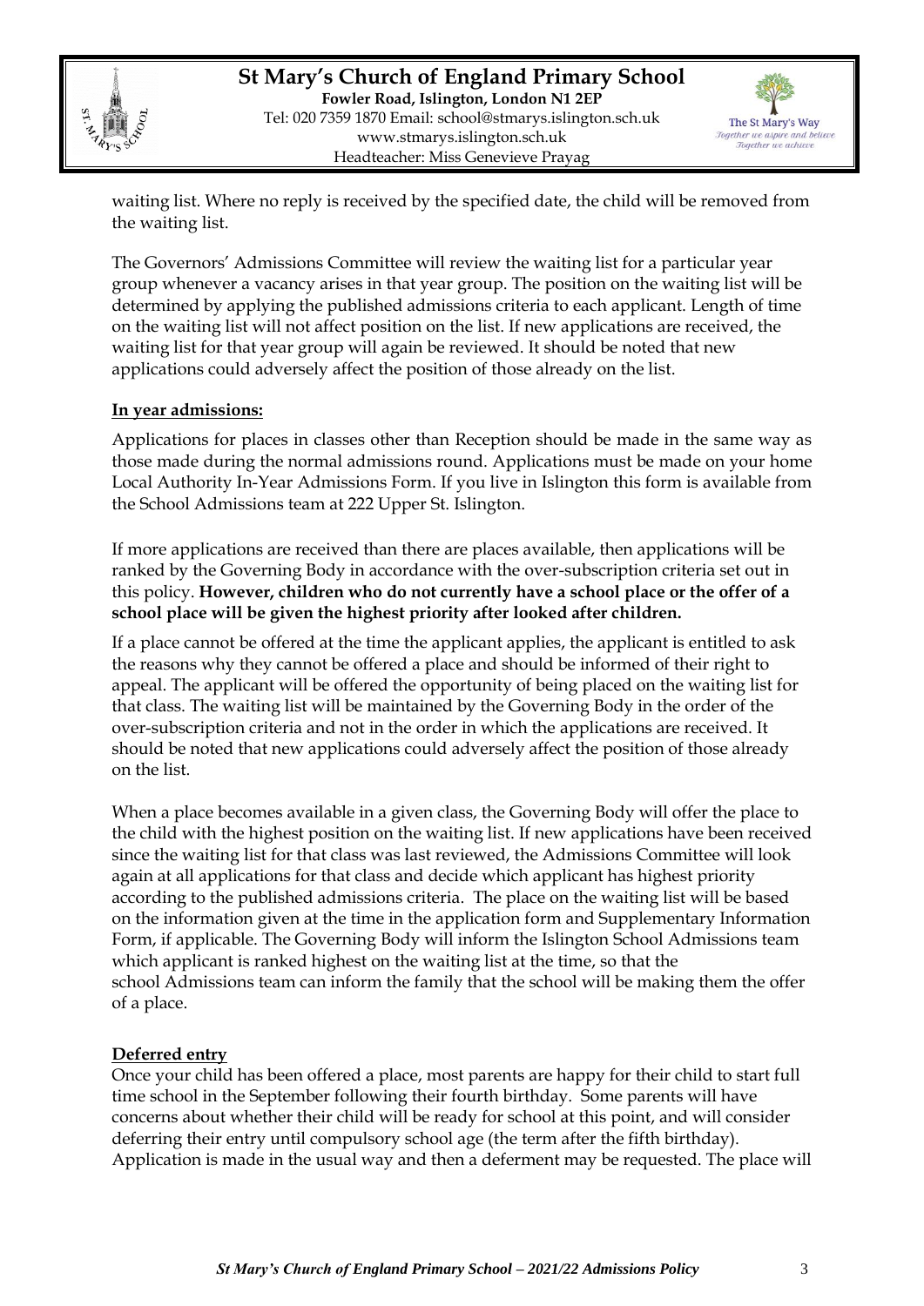waiting list. Where no reply is received by the specified date, the child will be removed from the waiting list.

The Governors' Admissions Committee will review the waiting list for a particular year group whenever a vacancy arises in that year group. The position on the waiting list will be determined by applying the published admissions criteria to each applicant. Length of time on the waiting list will not affect position on the list. If new applications are received, the waiting list for that year group will again be reviewed. It should be noted that new applications could adversely affect the position of those already on the list.

**In year admissions:**

Applications for places in classes other than Reception should be made in the same way as those made during the normal admissions round. Applications must be made on your home Local Authority In-Year Admissions Form. If you live in Islington this form is available from the School Admissions team at 222 Upper St. Islington.

If more applications are received than there are places available, then applications will be ranked by the Governing Body in accordance with the over-subscription criteria set out in this policy. **However, children who do not currently have a school place or the offer of a school place will be given the highest priority after looked after children.**

If a place cannot be offered at the time the applicant applies, the applicant is entitled to ask the reasons why they cannot be offered a place and should be informed of their right to appeal. The applicant will be offered the opportunity of being placed on the waiting list for that class. The waiting list will be maintained by the Governing Body in the order of the over-subscription criteria and not in the order in which the applications are received. It should be noted that new applications could adversely affect the position of those already on the list.

When a place becomes available in a given class, the Governing Body will offer the place to the child with the highest position on the waiting list. If new applications have been received since the waiting list for that class was last reviewed, the Admissions Committee will look again at all applications for that class and decide which applicant has highest priority according to the published admissions criteria. The place on the waiting list will be based on the information given at the time in the application form and Supplementary Information Form, if applicable. The Governing Body will inform the Islington School Admissions team which applicant is ranked highest on the waiting list at the time, so that the school Admissions team can inform the family that the school will be making them the offer of a place.

**Deferred entry**

Once your child has been offered a place, most parents are happy for their child to start full time school in the September following their fourth birthday. Some parents will have concerns about whether their child will be ready for school at this point, and will consider deferring their entry until compulsory school age (the term after the fifth birthday). Application is made in the usual way and then a deferment may be requested. The place will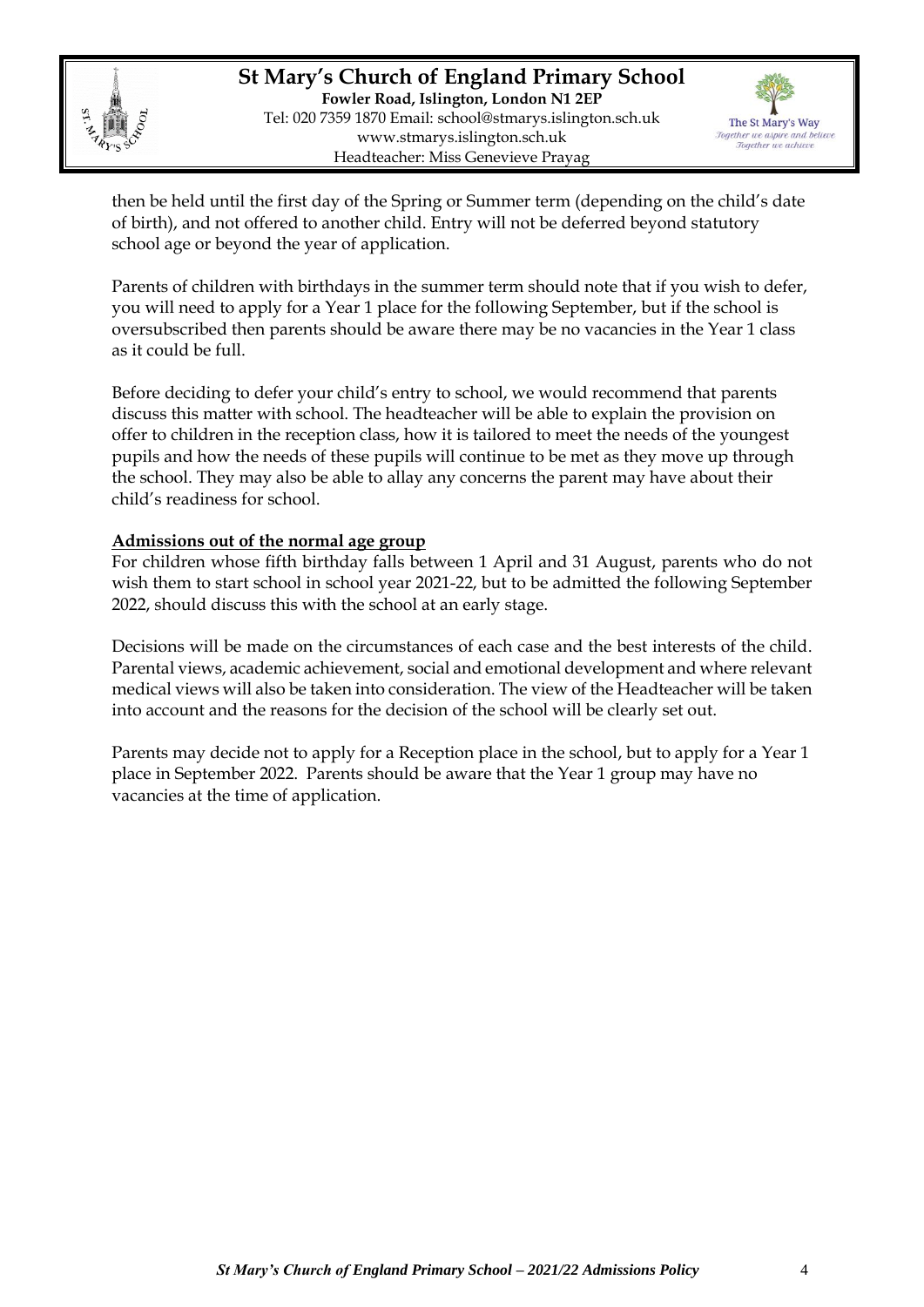then be held until the first day of the Spring or Summer term (depending on the child's date of birth), and not offered to another child. Entry will not be deferred beyond statutory school age or beyond the year of application.

Parents of children with birthdays in the summer term should note that if you wish to defer, you will need to apply for a Year 1 place for the following September, but if the school is oversubscribed then parents should be aware there may be no vacancies in the Year 1 class as it could be full.

Before deciding to defer your child's entry to school, we would recommend that parents discuss this matter with school. The headteacher will be able to explain the provision on offer to children in the reception class, how it is tailored to meet the needs of the youngest pupils and how the needs of these pupils will continue to be met as they move up through the school. They may also be able to allay any concerns the parent may have about their child's readiness for school.

**Admissions out of the normal age group**

For children whose fifth birthday falls between 1 April and 31 August, parents who do not wish them to start school in school year 2021-22, but to be admitted the following September 2022, should discuss this with the school at an early stage.

Decisions will be made on the circumstances of each case and the best interests of the child. Parental views, academic achievement, social and emotional development and where relevant medical views will also be taken into consideration. The view of the Headteacher will be taken into account and the reasons for the decision of the school will be clearly set out.

Parents may decide not to apply for a Reception place in the school, but to apply for a Year 1 place in September 2022. Parents should be aware that the Year 1 group may have no vacancies at the time of application.